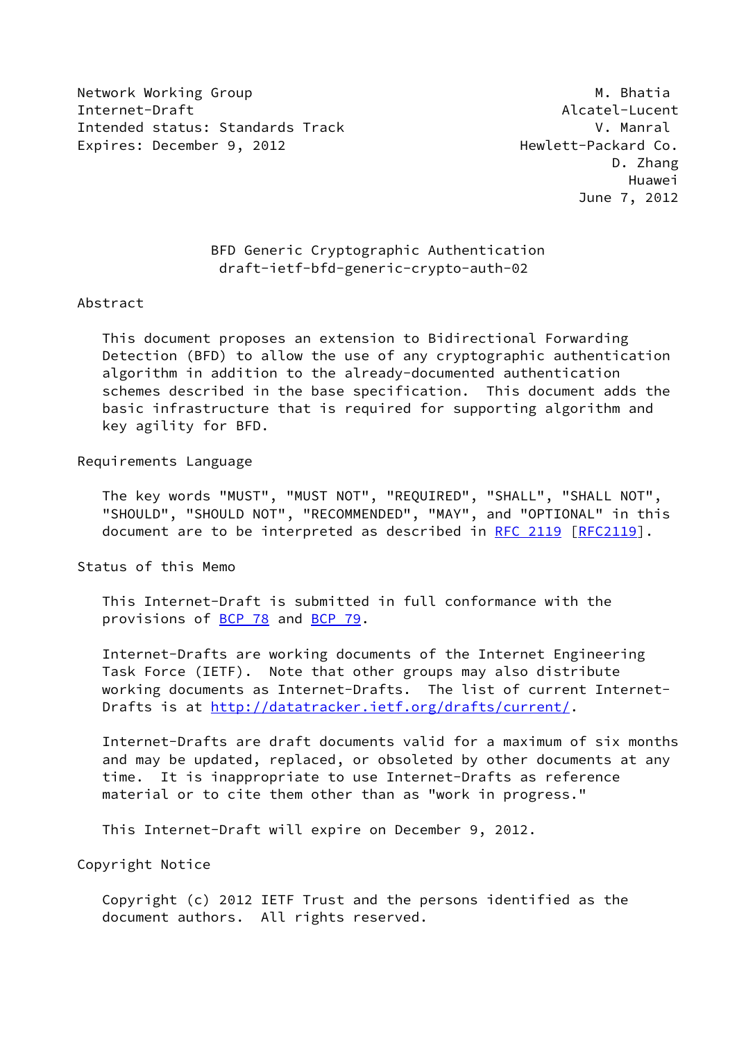Network Working Group M. Bhatia
Internet-Draft Alcatel-Lucent
Intended status: Standards Track V. Manral
Expires: December 9, 2012 Hewlett-Packard Co.
D. Zhang
Huawei
June 7, 2012

# BFD Generic Cryptographic Authentication
draft-ietf-bfd-generic-crypto-auth-02

## Abstract

This document proposes an extension to Bidirectional Forwarding Detection (BFD) to allow the use of any cryptographic authentication algorithm in addition to the already-documented authentication schemes described in the base specification. This document adds the basic infrastructure that is required for supporting algorithm and key agility for BFD.

## Requirements Language

The key words "MUST", "MUST NOT", "REQUIRED", "SHALL", "SHALL NOT", "SHOULD", "SHOULD NOT", "RECOMMENDED", "MAY", and "OPTIONAL" in this document are to be interpreted as described in RFC 2119 [RFC2119].

## Status of this Memo

This Internet-Draft is submitted in full conformance with the provisions of BCP 78 and BCP 79.

Internet-Drafts are working documents of the Internet Engineering Task Force (IETF). Note that other groups may also distribute working documents as Internet-Drafts. The list of current Internet-Drafts is at http://datatracker.ietf.org/drafts/current/.

Internet-Drafts are draft documents valid for a maximum of six months and may be updated, replaced, or obsoleted by other documents at any time. It is inappropriate to use Internet-Drafts as reference material or to cite them other than as "work in progress."

This Internet-Draft will expire on December 9, 2012.

## Copyright Notice

Copyright (c) 2012 IETF Trust and the persons identified as the document authors. All rights reserved.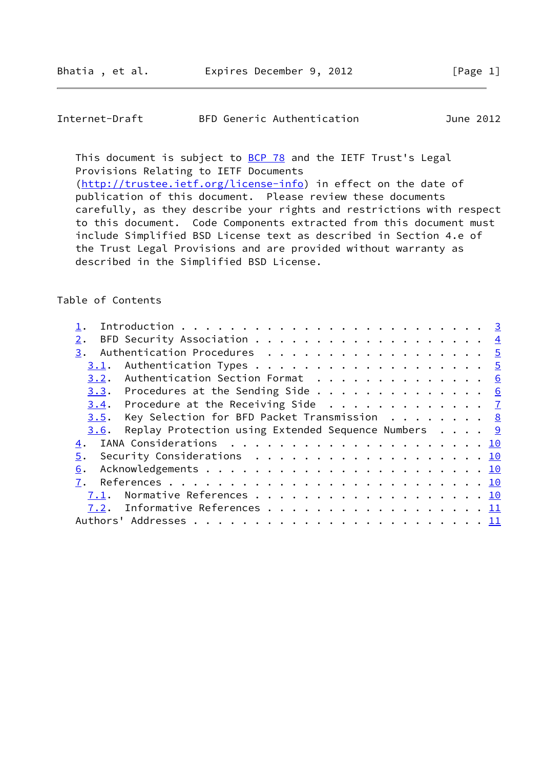This document is subject to BCP 78 and the IETF Trust's Legal Provisions Relating to IETF Documents (http://trustee.ietf.org/license-info) in effect on the date of publication of this document. Please review these documents carefully, as they describe your rights and restrictions with respect to this document. Code Components extracted from this document must include Simplified BSD License text as described in Section 4.e of the Trust Legal Provisions and are provided without warranty as described in the Simplified BSD License.

## Table of Contents

```
   1.  Introduction . . . . . . . . . . . . . . . . . . . . . . . .  3
   2.  BFD Security Association . . . . . . . . . . . . . . . . . .  4
   3.  Authentication Procedures  . . . . . . . . . . . . . . . . .  5
     3.1.  Authentication Types . . . . . . . . . . . . . . . . . .  5
     3.2.  Authentication Section Format  . . . . . . . . . . . . .  6
     3.3.  Procedures at the Sending Side . . . . . . . . . . . . .  6
     3.4.  Procedure at the Receiving Side  . . . . . . . . . . . .  7
     3.5.  Key Selection for BFD Packet Transmission  . . . . . . .  8
     3.6.  Replay Protection using Extended Sequence Numbers  . . .  9
   4.  IANA Considerations  . . . . . . . . . . . . . . . . . . . . 10
   5.  Security Considerations  . . . . . . . . . . . . . . . . . . 10
   6.  Acknowledgements . . . . . . . . . . . . . . . . . . . . . . 10
   7.  References . . . . . . . . . . . . . . . . . . . . . . . . . 10
     7.1.  Normative References . . . . . . . . . . . . . . . . . . 10
     7.2.  Informative References . . . . . . . . . . . . . . . . . 11
   Authors' Addresses . . . . . . . . . . . . . . . . . . . . . . . 11
```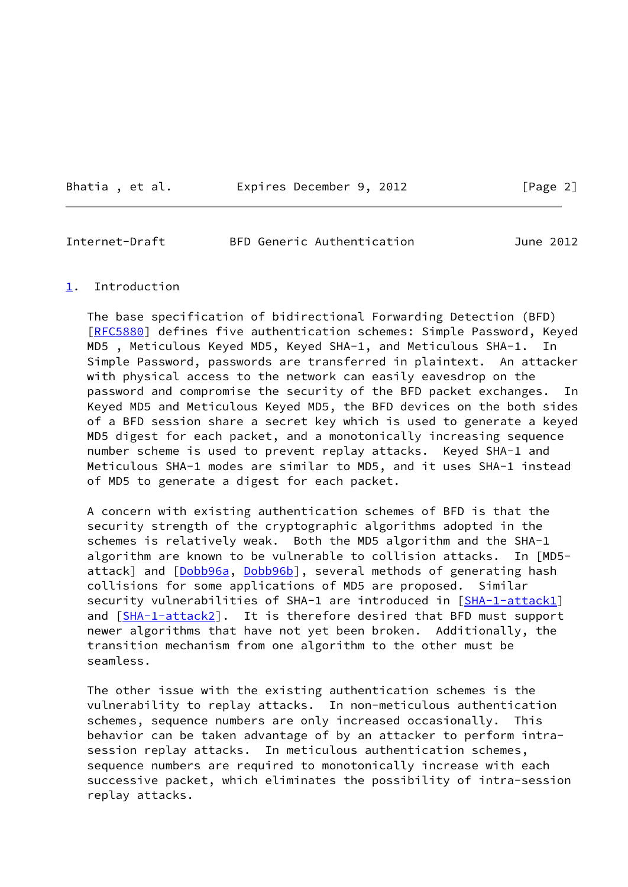# 1. Introduction

The base specification of bidirectional Forwarding Detection (BFD) [RFC5880] defines five authentication schemes: Simple Password, Keyed MD5 , Meticulous Keyed MD5, Keyed SHA-1, and Meticulous SHA-1. In Simple Password, passwords are transferred in plaintext. An attacker with physical access to the network can easily eavesdrop on the password and compromise the security of the BFD packet exchanges. In Keyed MD5 and Meticulous Keyed MD5, the BFD devices on the both sides of a BFD session share a secret key which is used to generate a keyed MD5 digest for each packet, and a monotonically increasing sequence number scheme is used to prevent replay attacks. Keyed SHA-1 and Meticulous SHA-1 modes are similar to MD5, and it uses SHA-1 instead of MD5 to generate a digest for each packet.

A concern with existing authentication schemes of BFD is that the security strength of the cryptographic algorithms adopted in the schemes is relatively weak. Both the MD5 algorithm and the SHA-1 algorithm are known to be vulnerable to collision attacks. In [MD5-attack] and [Dobb96a, Dobb96b], several methods of generating hash collisions for some applications of MD5 are proposed. Similar security vulnerabilities of SHA-1 are introduced in [SHA-1-attack1] and [SHA-1-attack2]. It is therefore desired that BFD must support newer algorithms that have not yet been broken. Additionally, the transition mechanism from one algorithm to the other must be seamless.

The other issue with the existing authentication schemes is the vulnerability to replay attacks. In non-meticulous authentication schemes, sequence numbers are only increased occasionally. This behavior can be taken advantage of by an attacker to perform intra-session replay attacks. In meticulous authentication schemes, sequence numbers are required to monotonically increase with each successive packet, which eliminates the possibility of intra-session replay attacks.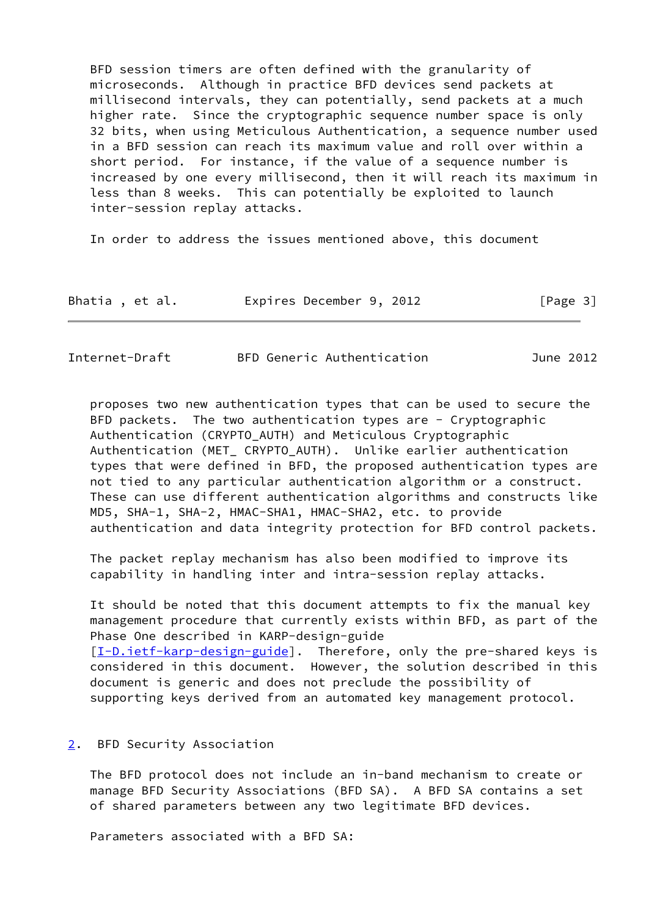BFD session timers are often defined with the granularity of microseconds. Although in practice BFD devices send packets at millisecond intervals, they can potentially, send packets at a much higher rate. Since the cryptographic sequence number space is only 32 bits, when using Meticulous Authentication, a sequence number used in a BFD session can reach its maximum value and roll over within a short period. For instance, if the value of a sequence number is increased by one every millisecond, then it will reach its maximum in less than 8 weeks. This can potentially be exploited to launch inter-session replay attacks.

In order to address the issues mentioned above, this document proposes two new authentication types that can be used to secure the BFD packets. The two authentication types are - Cryptographic Authentication (CRYPTO_AUTH) and Meticulous Cryptographic Authentication (MET_ CRYPTO_AUTH). Unlike earlier authentication types that were defined in BFD, the proposed authentication types are not tied to any particular authentication algorithm or a construct. These can use different authentication algorithms and constructs like MD5, SHA-1, SHA-2, HMAC-SHA1, HMAC-SHA2, etc. to provide authentication and data integrity protection for BFD control packets.

The packet replay mechanism has also been modified to improve its capability in handling inter and intra-session replay attacks.

It should be noted that this document attempts to fix the manual key management procedure that currently exists within BFD, as part of the Phase One described in KARP-design-guide [I-D.ietf-karp-design-guide]. Therefore, only the pre-shared keys is considered in this document. However, the solution described in this document is generic and does not preclude the possibility of supporting keys derived from an automated key management protocol.

## 2. BFD Security Association

The BFD protocol does not include an in-band mechanism to create or manage BFD Security Associations (BFD SA). A BFD SA contains a set of shared parameters between any two legitimate BFD devices.

Parameters associated with a BFD SA: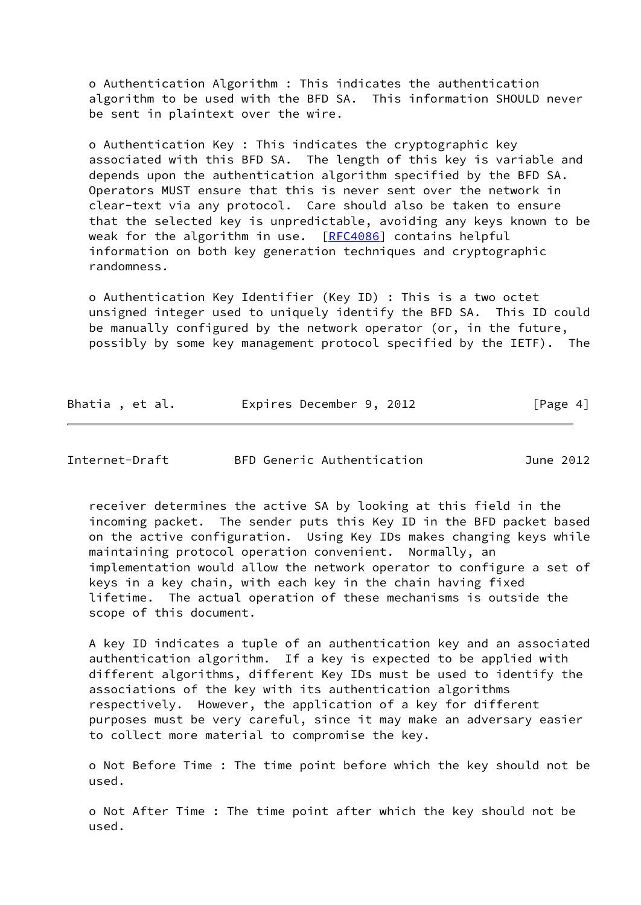o Authentication Algorithm : This indicates the authentication algorithm to be used with the BFD SA. This information SHOULD never be sent in plaintext over the wire.

o Authentication Key : This indicates the cryptographic key associated with this BFD SA. The length of this key is variable and depends upon the authentication algorithm specified by the BFD SA. Operators MUST ensure that this is never sent over the network in clear-text via any protocol. Care should also be taken to ensure that the selected key is unpredictable, avoiding any keys known to be weak for the algorithm in use. [RFC4086] contains helpful information on both key generation techniques and cryptographic randomness.

o Authentication Key Identifier (Key ID) : This is a two octet unsigned integer used to uniquely identify the BFD SA. This ID could be manually configured by the network operator (or, in the future, possibly by some key management protocol specified by the IETF). The receiver determines the active SA by looking at this field in the incoming packet. The sender puts this Key ID in the BFD packet based on the active configuration. Using Key IDs makes changing keys while maintaining protocol operation convenient. Normally, an implementation would allow the network operator to configure a set of keys in a key chain, with each key in the chain having fixed lifetime. The actual operation of these mechanisms is outside the scope of this document.

A key ID indicates a tuple of an authentication key and an associated authentication algorithm. If a key is expected to be applied with different algorithms, different Key IDs must be used to identify the associations of the key with its authentication algorithms respectively. However, the application of a key for different purposes must be very careful, since it may make an adversary easier to collect more material to compromise the key.

o Not Before Time : The time point before which the key should not be used.

o Not After Time : The time point after which the key should not be used.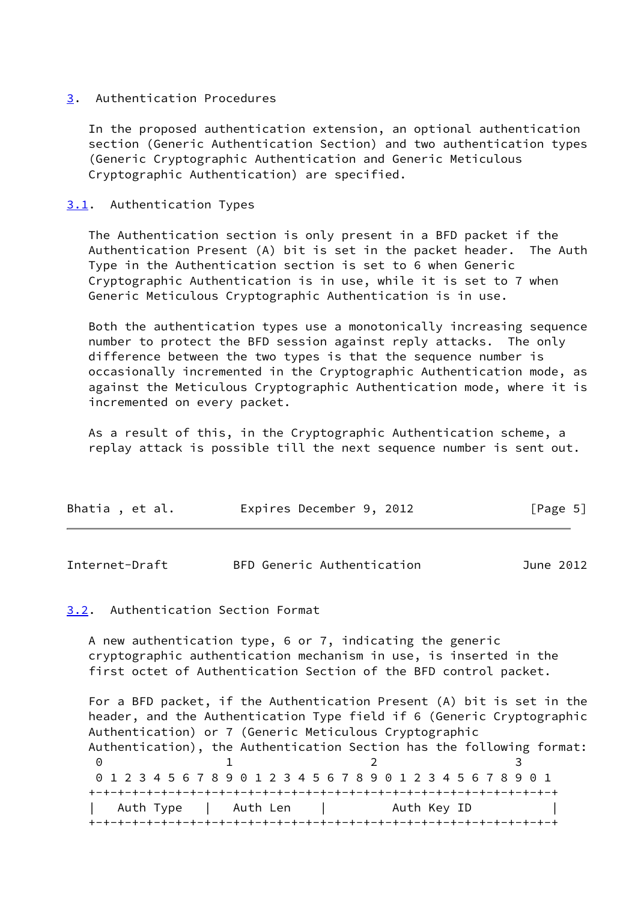## 3. Authentication Procedures

In the proposed authentication extension, an optional authentication section (Generic Authentication Section) and two authentication types (Generic Cryptographic Authentication and Generic Meticulous Cryptographic Authentication) are specified.

### 3.1. Authentication Types

The Authentication section is only present in a BFD packet if the Authentication Present (A) bit is set in the packet header. The Auth Type in the Authentication section is set to 6 when Generic Cryptographic Authentication is in use, while it is set to 7 when Generic Meticulous Cryptographic Authentication is in use.

Both the authentication types use a monotonically increasing sequence number to protect the BFD session against reply attacks. The only difference between the two types is that the sequence number is occasionally incremented in the Cryptographic Authentication mode, as against the Meticulous Cryptographic Authentication mode, where it is incremented on every packet.

As a result of this, in the Cryptographic Authentication scheme, a replay attack is possible till the next sequence number is sent out.

### 3.2. Authentication Section Format

A new authentication type, 6 or 7, indicating the generic cryptographic authentication mechanism in use, is inserted in the first octet of Authentication Section of the BFD control packet.

For a BFD packet, if the Authentication Present (A) bit is set in the header, and the Authentication Type field if 6 (Generic Cryptographic Authentication) or 7 (Generic Meticulous Cryptographic Authentication), the Authentication Section has the following format:

```
 0                   1                   2                   3
 0 1 2 3 4 5 6 7 8 9 0 1 2 3 4 5 6 7 8 9 0 1 2 3 4 5 6 7 8 9 0 1
+-+-+-+-+-+-+-+-+-+-+-+-+-+-+-+-+-+-+-+-+-+-+-+-+-+-+-+-+-+-+-+-+
|   Auth Type   |   Auth Len    |          Auth Key ID          |
+-+-+-+-+-+-+-+-+-+-+-+-+-+-+-+-+-+-+-+-+-+-+-+-+-+-+-+-+-+-+-+-+
```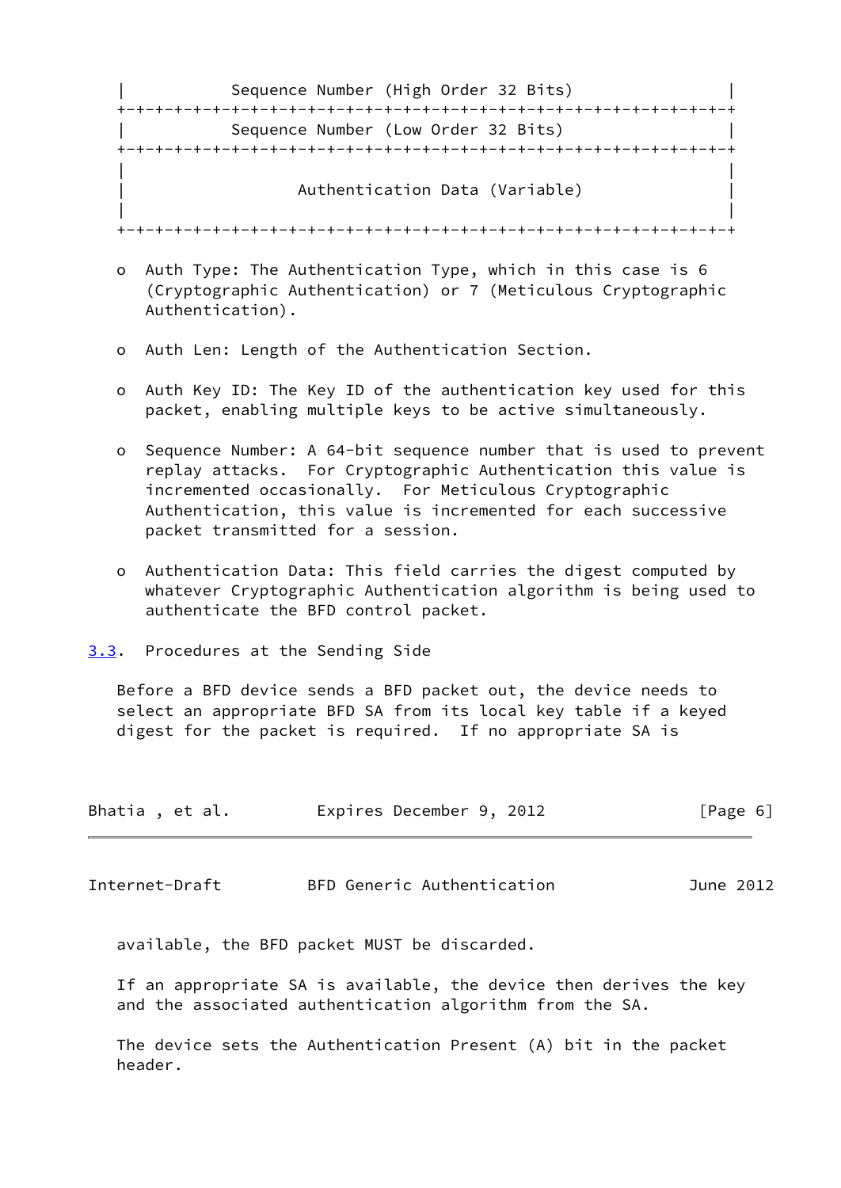```
|            Sequence Number (High Order 32 Bits)               |
+-+-+-+-+-+-+-+-+-+-+-+-+-+-+-+-+-+-+-+-+-+-+-+-+-+-+-+-+-+-+-+-+
|            Sequence Number (Low Order 32 Bits)                |
+-+-+-+-+-+-+-+-+-+-+-+-+-+-+-+-+-+-+-+-+-+-+-+-+-+-+-+-+-+-+-+-+
|                                                               |
|                  Authentication Data (Variable)               |
|                                                               |
+-+-+-+-+-+-+-+-+-+-+-+-+-+-+-+-+-+-+-+-+-+-+-+-+-+-+-+-+-+-+-+-+
```

- Auth Type: The Authentication Type, which in this case is 6 (Cryptographic Authentication) or 7 (Meticulous Cryptographic Authentication).

- Auth Len: Length of the Authentication Section.

- Auth Key ID: The Key ID of the authentication key used for this packet, enabling multiple keys to be active simultaneously.

- Sequence Number: A 64-bit sequence number that is used to prevent replay attacks. For Cryptographic Authentication this value is incremented occasionally. For Meticulous Cryptographic Authentication, this value is incremented for each successive packet transmitted for a session.

- Authentication Data: This field carries the digest computed by whatever Cryptographic Authentication algorithm is being used to authenticate the BFD control packet.

## 3.3. Procedures at the Sending Side

Before a BFD device sends a BFD packet out, the device needs to select an appropriate BFD SA from its local key table if a keyed digest for the packet is required. If no appropriate SA is available, the BFD packet MUST be discarded.

If an appropriate SA is available, the device then derives the key and the associated authentication algorithm from the SA.

The device sets the Authentication Present (A) bit in the packet header.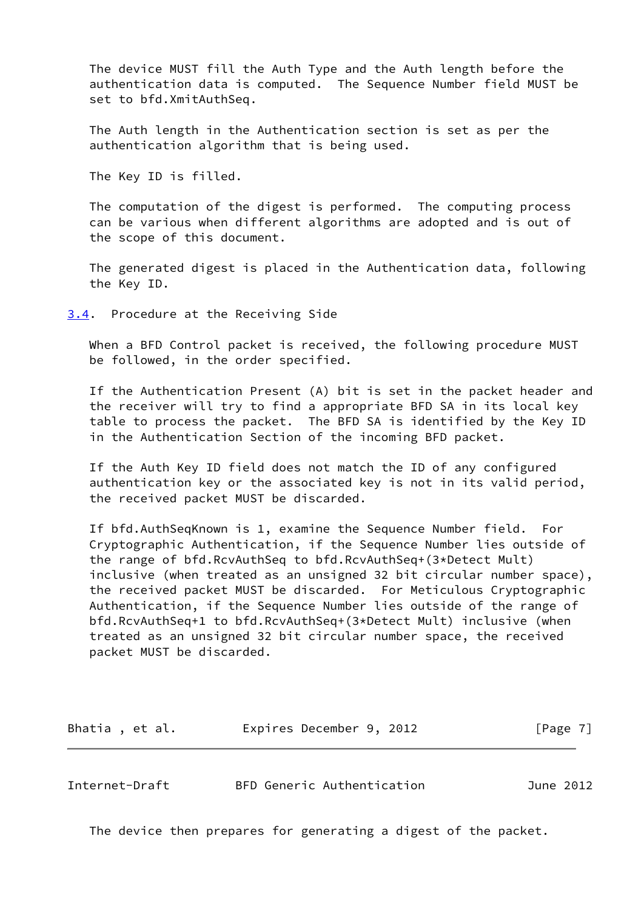The device MUST fill the Auth Type and the Auth length before the authentication data is computed. The Sequence Number field MUST be set to bfd.XmitAuthSeq.

The Auth length in the Authentication section is set as per the authentication algorithm that is being used.

The Key ID is filled.

The computation of the digest is performed. The computing process can be various when different algorithms are adopted and is out of the scope of this document.

The generated digest is placed in the Authentication data, following the Key ID.

### 3.4. Procedure at the Receiving Side

When a BFD Control packet is received, the following procedure MUST be followed, in the order specified.

If the Authentication Present (A) bit is set in the packet header and the receiver will try to find a appropriate BFD SA in its local key table to process the packet. The BFD SA is identified by the Key ID in the Authentication Section of the incoming BFD packet.

If the Auth Key ID field does not match the ID of any configured authentication key or the associated key is not in its valid period, the received packet MUST be discarded.

If bfd.AuthSeqKnown is 1, examine the Sequence Number field. For Cryptographic Authentication, if the Sequence Number lies outside of the range of bfd.RcvAuthSeq to bfd.RcvAuthSeq+(3*Detect Mult) inclusive (when treated as an unsigned 32 bit circular number space), the received packet MUST be discarded. For Meticulous Cryptographic Authentication, if the Sequence Number lies outside of the range of bfd.RcvAuthSeq+1 to bfd.RcvAuthSeq+(3*Detect Mult) inclusive (when treated as an unsigned 32 bit circular number space, the received packet MUST be discarded.

The device then prepares for generating a digest of the packet.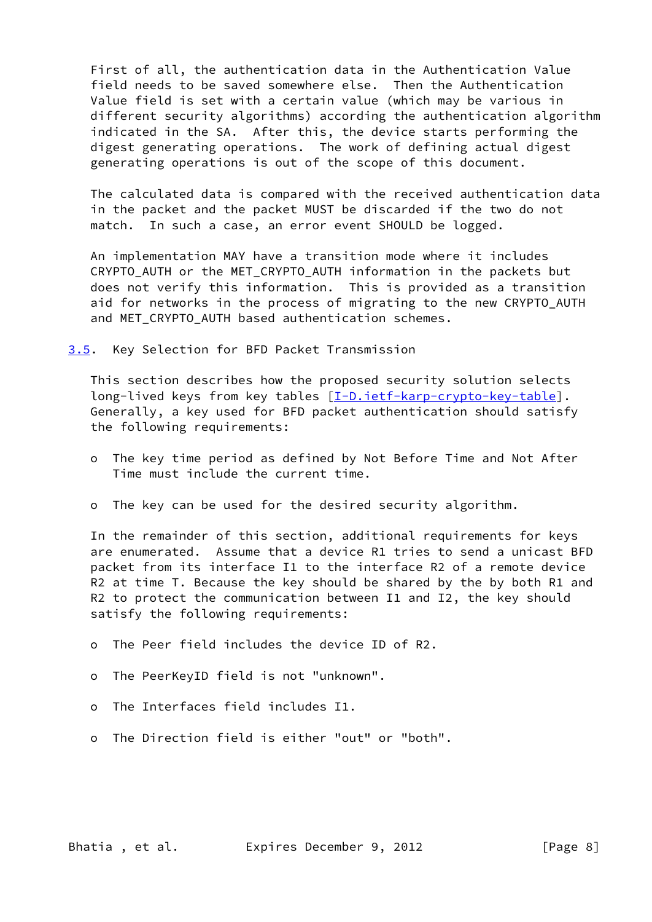First of all, the authentication data in the Authentication Value field needs to be saved somewhere else. Then the Authentication Value field is set with a certain value (which may be various in different security algorithms) according the authentication algorithm indicated in the SA. After this, the device starts performing the digest generating operations. The work of defining actual digest generating operations is out of the scope of this document.

The calculated data is compared with the received authentication data in the packet and the packet MUST be discarded if the two do not match. In such a case, an error event SHOULD be logged.

An implementation MAY have a transition mode where it includes CRYPTO_AUTH or the MET_CRYPTO_AUTH information in the packets but does not verify this information. This is provided as a transition aid for networks in the process of migrating to the new CRYPTO_AUTH and MET_CRYPTO_AUTH based authentication schemes.

### 3.5. Key Selection for BFD Packet Transmission

This section describes how the proposed security solution selects long-lived keys from key tables [I-D.ietf-karp-crypto-key-table]. Generally, a key used for BFD packet authentication should satisfy the following requirements:

- The key time period as defined by Not Before Time and Not After Time must include the current time.

- The key can be used for the desired security algorithm.

In the remainder of this section, additional requirements for keys are enumerated. Assume that a device R1 tries to send a unicast BFD packet from its interface I1 to the interface R2 of a remote device R2 at time T. Because the key should be shared by the by both R1 and R2 to protect the communication between I1 and I2, the key should satisfy the following requirements:

- The Peer field includes the device ID of R2.

- The PeerKeyID field is not "unknown".

- The Interfaces field includes I1.

- The Direction field is either "out" or "both".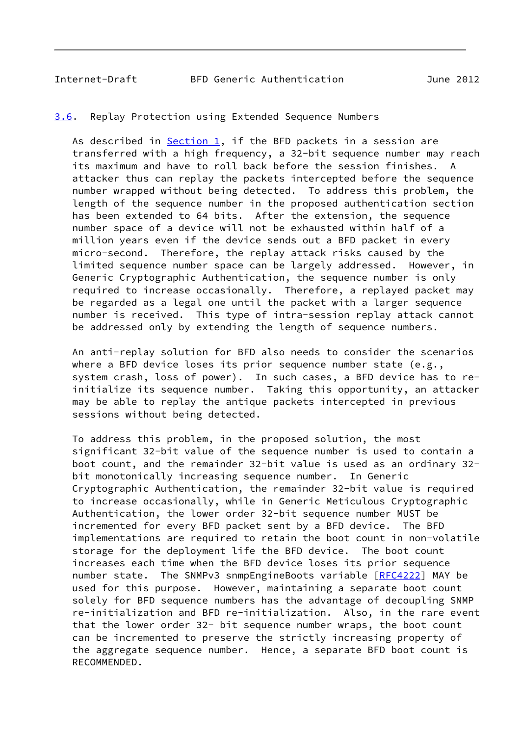## 3.6. Replay Protection using Extended Sequence Numbers

As described in Section 1, if the BFD packets in a session are transferred with a high frequency, a 32-bit sequence number may reach its maximum and have to roll back before the session finishes. A attacker thus can replay the packets intercepted before the sequence number wrapped without being detected. To address this problem, the length of the sequence number in the proposed authentication section has been extended to 64 bits. After the extension, the sequence number space of a device will not be exhausted within half of a million years even if the device sends out a BFD packet in every micro-second. Therefore, the replay attack risks caused by the limited sequence number space can be largely addressed. However, in Generic Cryptographic Authentication, the sequence number is only required to increase occasionally. Therefore, a replayed packet may be regarded as a legal one until the packet with a larger sequence number is received. This type of intra-session replay attack cannot be addressed only by extending the length of sequence numbers.

An anti-replay solution for BFD also needs to consider the scenarios where a BFD device loses its prior sequence number state (e.g., system crash, loss of power). In such cases, a BFD device has to re-initialize its sequence number. Taking this opportunity, an attacker may be able to replay the antique packets intercepted in previous sessions without being detected.

To address this problem, in the proposed solution, the most significant 32-bit value of the sequence number is used to contain a boot count, and the remainder 32-bit value is used as an ordinary 32-bit monotonically increasing sequence number. In Generic Cryptographic Authentication, the remainder 32-bit value is required to increase occasionally, while in Generic Meticulous Cryptographic Authentication, the lower order 32-bit sequence number MUST be incremented for every BFD packet sent by a BFD device. The BFD implementations are required to retain the boot count in non-volatile storage for the deployment life the BFD device. The boot count increases each time when the BFD device loses its prior sequence number state. The SNMPv3 snmpEngineBoots variable [RFC4222] MAY be used for this purpose. However, maintaining a separate boot count solely for BFD sequence numbers has the advantage of decoupling SNMP re-initialization and BFD re-initialization. Also, in the rare event that the lower order 32- bit sequence number wraps, the boot count can be incremented to preserve the strictly increasing property of the aggregate sequence number. Hence, a separate BFD boot count is RECOMMENDED.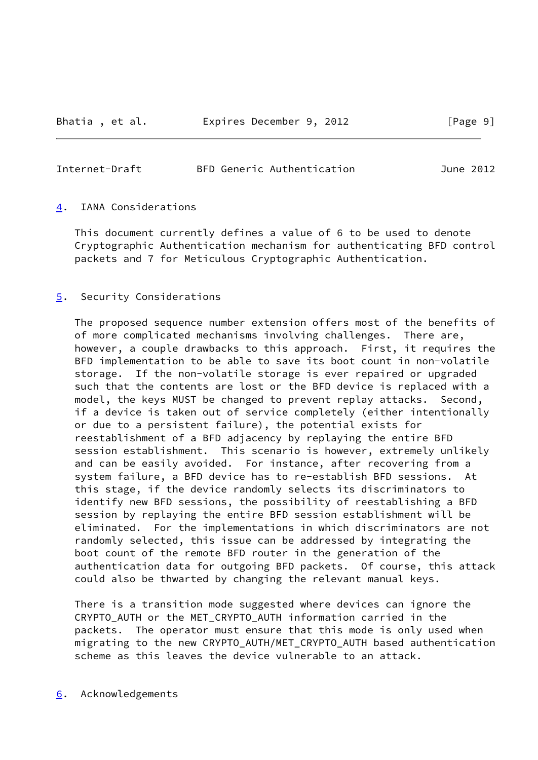## 4. IANA Considerations

This document currently defines a value of 6 to be used to denote Cryptographic Authentication mechanism for authenticating BFD control packets and 7 for Meticulous Cryptographic Authentication.

## 5. Security Considerations

The proposed sequence number extension offers most of the benefits of of more complicated mechanisms involving challenges. There are, however, a couple drawbacks to this approach. First, it requires the BFD implementation to be able to save its boot count in non-volatile storage. If the non-volatile storage is ever repaired or upgraded such that the contents are lost or the BFD device is replaced with a model, the keys MUST be changed to prevent replay attacks. Second, if a device is taken out of service completely (either intentionally or due to a persistent failure), the potential exists for reestablishment of a BFD adjacency by replaying the entire BFD session establishment. This scenario is however, extremely unlikely and can be easily avoided. For instance, after recovering from a system failure, a BFD device has to re-establish BFD sessions. At this stage, if the device randomly selects its discriminators to identify new BFD sessions, the possibility of reestablishing a BFD session by replaying the entire BFD session establishment will be eliminated. For the implementations in which discriminators are not randomly selected, this issue can be addressed by integrating the boot count of the remote BFD router in the generation of the authentication data for outgoing BFD packets. Of course, this attack could also be thwarted by changing the relevant manual keys.

There is a transition mode suggested where devices can ignore the CRYPTO_AUTH or the MET_CRYPTO_AUTH information carried in the packets. The operator must ensure that this mode is only used when migrating to the new CRYPTO_AUTH/MET_CRYPTO_AUTH based authentication scheme as this leaves the device vulnerable to an attack.

## 6. Acknowledgements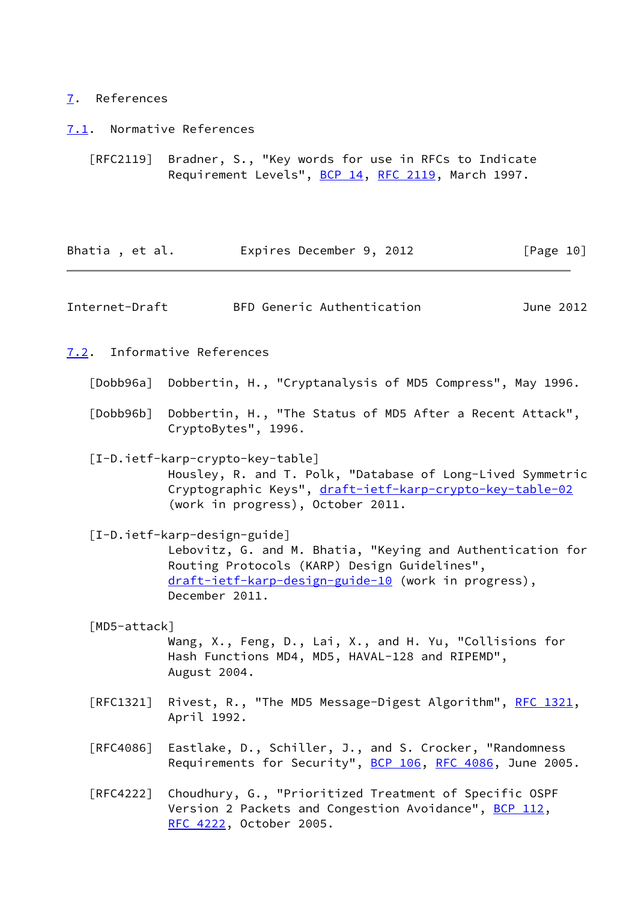# 7. References

## 7.1. Normative References

[RFC2119] Bradner, S., "Key words for use in RFCs to Indicate Requirement Levels", BCP 14, RFC 2119, March 1997.

## 7.2. Informative References

[Dobb96a] Dobbertin, H., "Cryptanalysis of MD5 Compress", May 1996.

[Dobb96b] Dobbertin, H., "The Status of MD5 After a Recent Attack", CryptoBytes", 1996.

[I-D.ietf-karp-crypto-key-table] Housley, R. and T. Polk, "Database of Long-Lived Symmetric Cryptographic Keys", draft-ietf-karp-crypto-key-table-02 (work in progress), October 2011.

[I-D.ietf-karp-design-guide] Lebovitz, G. and M. Bhatia, "Keying and Authentication for Routing Protocols (KARP) Design Guidelines", draft-ietf-karp-design-guide-10 (work in progress), December 2011.

[MD5-attack] Wang, X., Feng, D., Lai, X., and H. Yu, "Collisions for Hash Functions MD4, MD5, HAVAL-128 and RIPEMD", August 2004.

[RFC1321] Rivest, R., "The MD5 Message-Digest Algorithm", RFC 1321, April 1992.

[RFC4086] Eastlake, D., Schiller, J., and S. Crocker, "Randomness Requirements for Security", BCP 106, RFC 4086, June 2005.

[RFC4222] Choudhury, G., "Prioritized Treatment of Specific OSPF Version 2 Packets and Congestion Avoidance", BCP 112, RFC 4222, October 2005.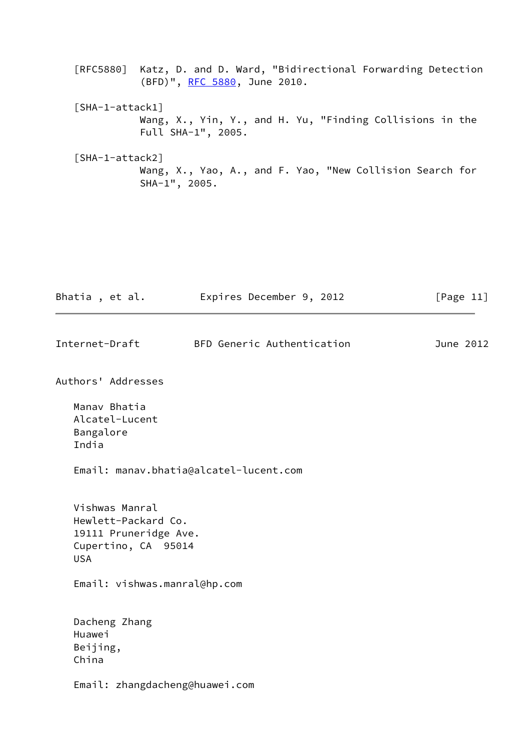[RFC5880] Katz, D. and D. Ward, "Bidirectional Forwarding Detection (BFD)", RFC 5880, June 2010.

[SHA-1-attack1]
Wang, X., Yin, Y., and H. Yu, "Finding Collisions in the Full SHA-1", 2005.

[SHA-1-attack2]
Wang, X., Yao, A., and F. Yao, "New Collision Search for SHA-1", 2005.

## Authors' Addresses

Manav Bhatia
Alcatel-Lucent
Bangalore
India

Email: manav.bhatia@alcatel-lucent.com

Vishwas Manral
Hewlett-Packard Co.
19111 Pruneridge Ave.
Cupertino, CA 95014
USA

Email: vishwas.manral@hp.com

Dacheng Zhang
Huawei
Beijing,
China

Email: zhangdacheng@huawei.com